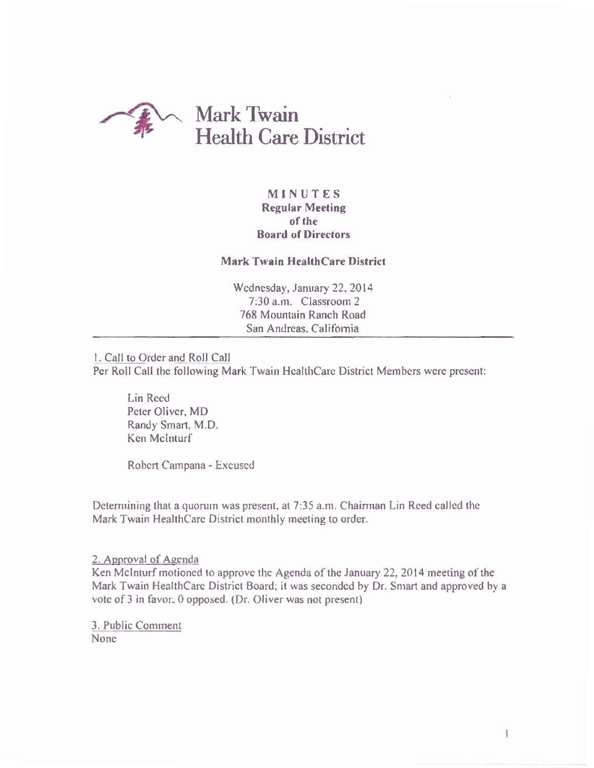# Mark Twain Health Care District

**MINUTES**
**Regular Meeting**
**of the**
**Board of Directors**

**Mark Twain HealthCare District**

Wednesday, January 22, 2014
7:30 a.m. Classroom 2
768 Mountain Ranch Road
San Andreas, California

---

1. Call to Order and Roll Call

Per Roll Call the following Mark Twain HealthCare District Members were present:

Lin Reed
Peter Oliver, MD
Randy Smart, M.D.
Ken McInturf

Robert Campana - Excused

Determining that a quorum was present, at 7:35 a.m. Chairman Lin Reed called the Mark Twain HealthCare District monthly meeting to order.

2. Approval of Agenda

Ken McInturf motioned to approve the Agenda of the January 22, 2014 meeting of the Mark Twain HealthCare District Board; it was seconded by Dr. Smart and approved by a vote of 3 in favor, 0 opposed. (Dr. Oliver was not present)

3. Public Comment

None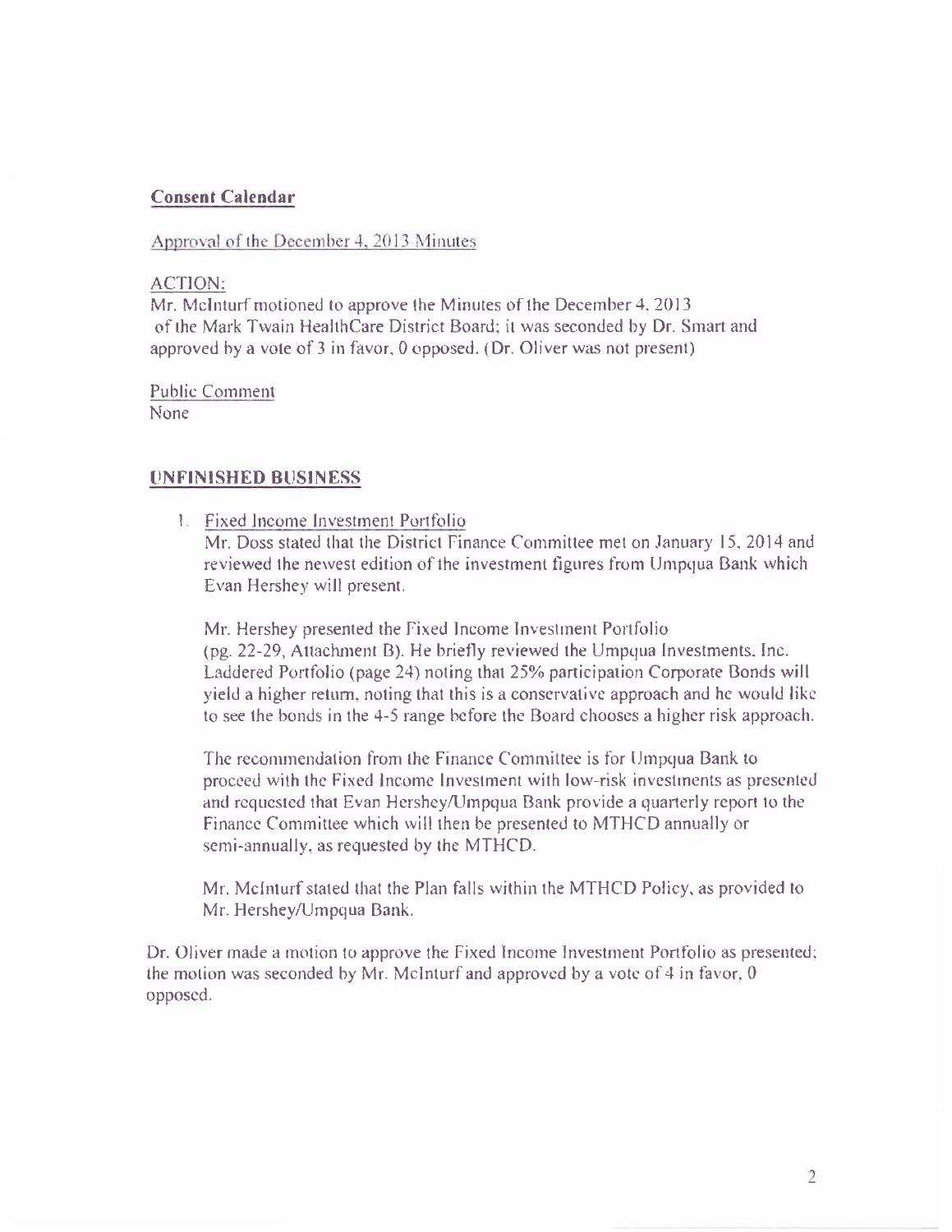**Consent Calendar**

Approval of the December 4, 2013 Minutes

ACTION:
Mr. McInturf motioned to approve the Minutes of the December 4, 2013 of the Mark Twain HealthCare District Board; it was seconded by Dr. Smart and approved by a vote of 3 in favor, 0 opposed. (Dr. Oliver was not present)

Public Comment
None

**UNFINISHED BUSINESS**

1. Fixed Income Investment Portfolio
   Mr. Doss stated that the District Finance Committee met on January 15, 2014 and reviewed the newest edition of the investment figures from Umpqua Bank which Evan Hershey will present.

   Mr. Hershey presented the Fixed Income Investment Portfolio (pg. 22-29, Attachment B). He briefly reviewed the Umpqua Investments, Inc. Laddered Portfolio (page 24) noting that 25% participation Corporate Bonds will yield a higher return, noting that this is a conservative approach and he would like to see the bonds in the 4-5 range before the Board chooses a higher risk approach.

   The recommendation from the Finance Committee is for Umpqua Bank to proceed with the Fixed Income Investment with low-risk investments as presented and requested that Evan Hershey/Umpqua Bank provide a quarterly report to the Finance Committee which will then be presented to MTHCD annually or semi-annually, as requested by the MTHCD.

   Mr. McInturf stated that the Plan falls within the MTHCD Policy, as provided to Mr. Hershey/Umpqua Bank.

Dr. Oliver made a motion to approve the Fixed Income Investment Portfolio as presented; the motion was seconded by Mr. McInturf and approved by a vote of 4 in favor, 0 opposed.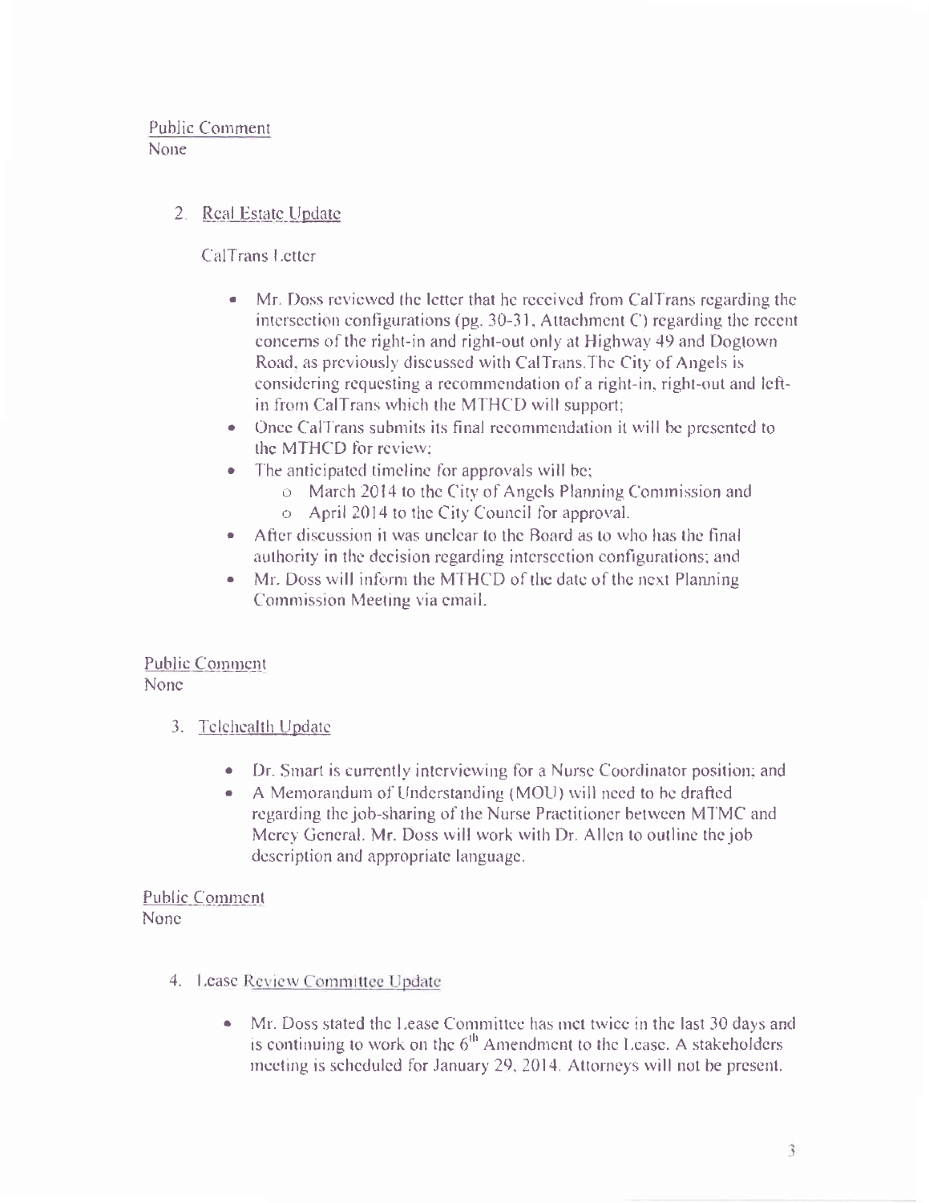Public Comment
None

2. Real Estate Update

   CalTrans Letter

   - Mr. Doss reviewed the letter that he received from CalTrans regarding the intersection configurations (pg. 30-31, Attachment C) regarding the recent concerns of the right-in and right-out only at Highway 49 and Dogtown Road, as previously discussed with CalTrans.The City of Angels is considering requesting a recommendation of a right-in, right-out and left-in from CalTrans which the MTHCD will support;
   - Once CalTrans submits its final recommendation it will be presented to the MTHCD for review;
   - The anticipated timeline for approvals will be;
     - March 2014 to the City of Angels Planning Commission and
     - April 2014 to the City Council for approval.
   - After discussion it was unclear to the Board as to who has the final authority in the decision regarding intersection configurations; and
   - Mr. Doss will inform the MTHCD of the date of the next Planning Commission Meeting via email.

Public Comment
None

3. Telehealth Update

   - Dr. Smart is currently interviewing for a Nurse Coordinator position; and
   - A Memorandum of Understanding (MOU) will need to be drafted regarding the job-sharing of the Nurse Practitioner between MTMC and Mercy General. Mr. Doss will work with Dr. Allen to outline the job description and appropriate language.

Public Comment
None

4. Lease Review Committee Update

   - Mr. Doss stated the Lease Committee has met twice in the last 30 days and is continuing to work on the 6[th] Amendment to the Lease. A stakeholders meeting is scheduled for January 29, 2014. Attorneys will not be present.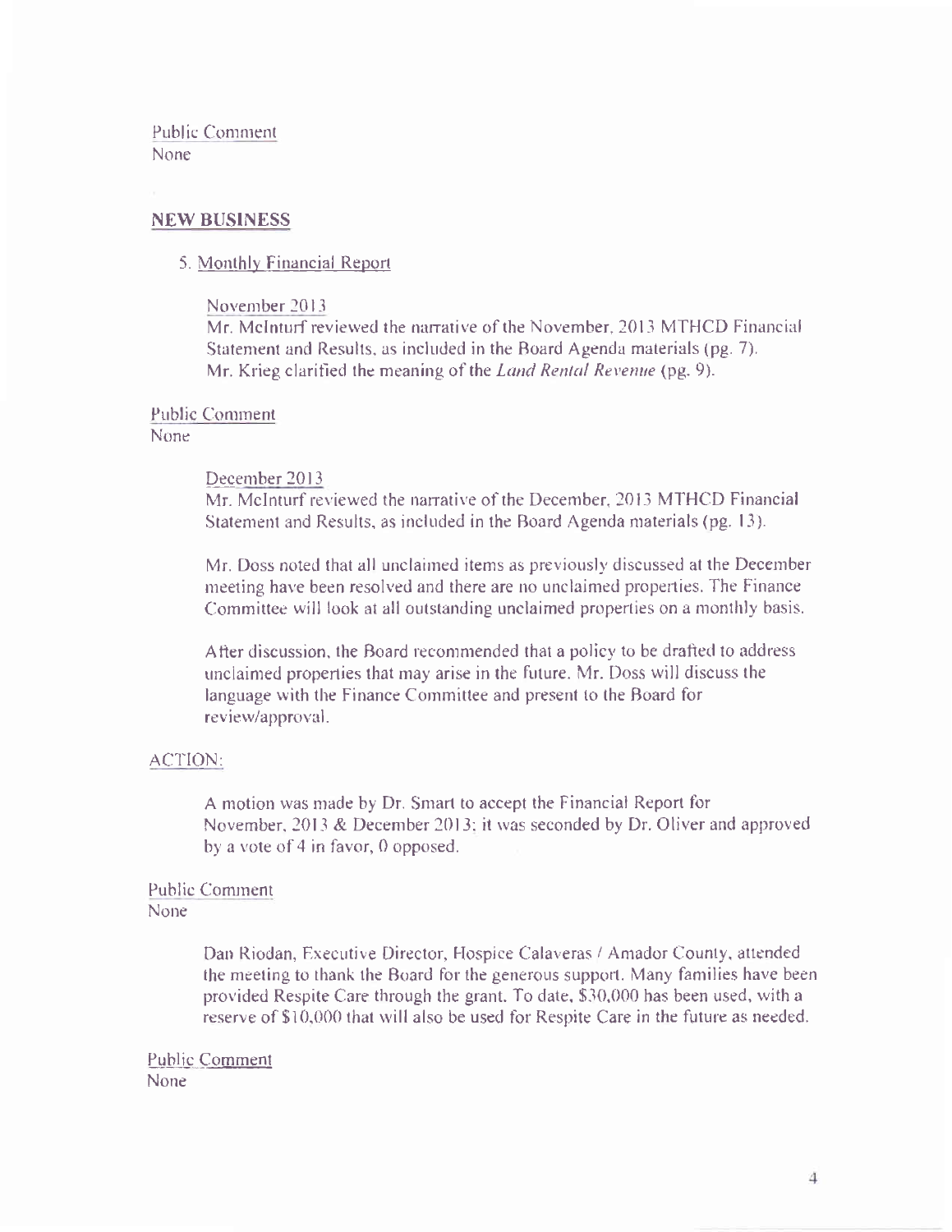Public Comment
None

## NEW BUSINESS

5. Monthly Financial Report

November 2013
Mr. McInturf reviewed the narrative of the November, 2013 MTHCD Financial Statement and Results, as included in the Board Agenda materials (pg. 7).
Mr. Krieg clarified the meaning of the *Land Rental Revenue* (pg. 9).

Public Comment
None

December 2013
Mr. McInturf reviewed the narrative of the December, 2013 MTHCD Financial Statement and Results, as included in the Board Agenda materials (pg. 13).

Mr. Doss noted that all unclaimed items as previously discussed at the December meeting have been resolved and there are no unclaimed properties. The Finance Committee will look at all outstanding unclaimed properties on a monthly basis.

After discussion, the Board recommended that a policy to be drafted to address unclaimed properties that may arise in the future. Mr. Doss will discuss the language with the Finance Committee and present to the Board for review/approval.

ACTION:

A motion was made by Dr. Smart to accept the Financial Report for November, 2013 & December 2013; it was seconded by Dr. Oliver and approved by a vote of 4 in favor, 0 opposed.

Public Comment
None

Dan Riodan, Executive Director, Hospice Calaveras / Amador County, attended the meeting to thank the Board for the generous support. Many families have been provided Respite Care through the grant. To date, $30,000 has been used, with a reserve of $10,000 that will also be used for Respite Care in the future as needed.

Public Comment
None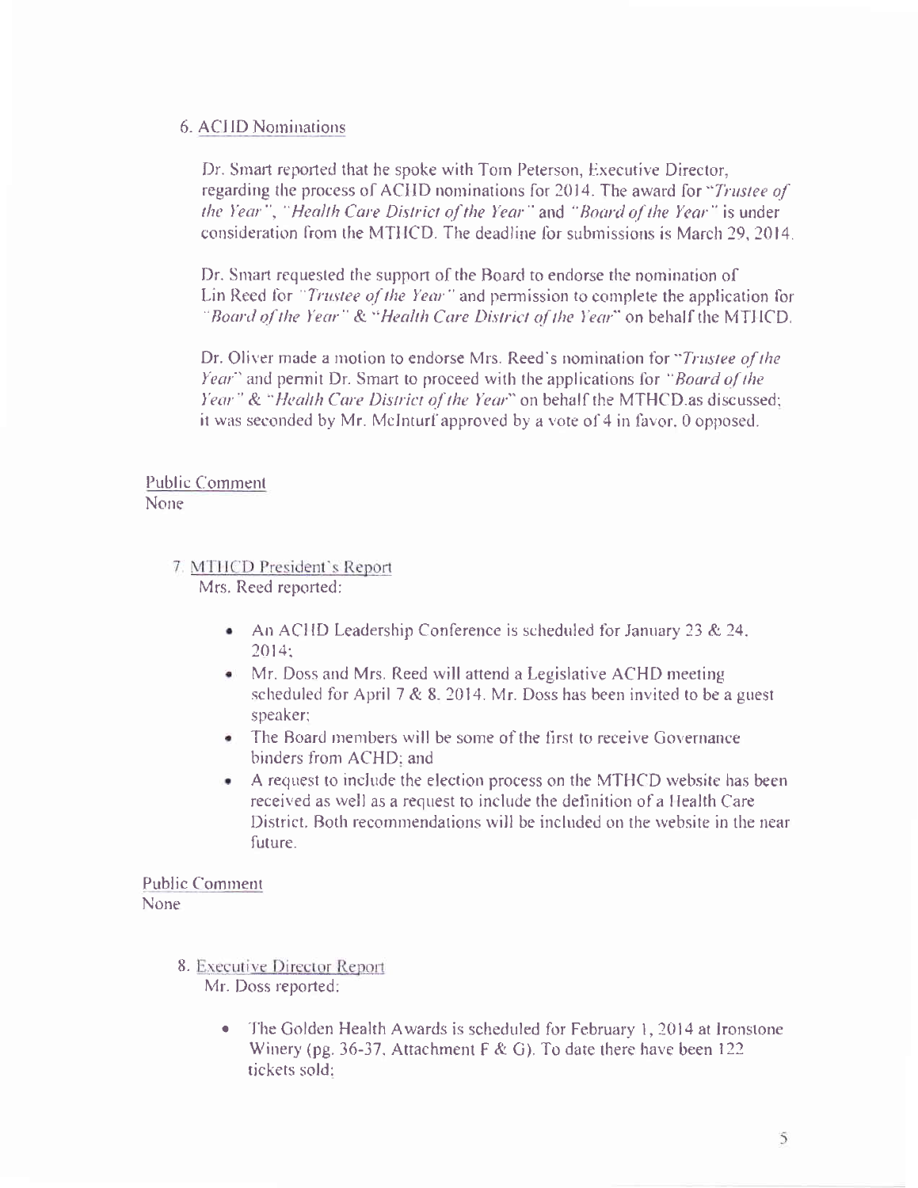6. <u>ACHD Nominations</u>

   Dr. Smart reported that he spoke with Tom Peterson, Executive Director, regarding the process of ACHD nominations for 2014. The award for "*Trustee of the Year*", "*Health Care District of the Year*" and "*Board of the Year*" is under consideration from the MTHCD. The deadline for submissions is March 29, 2014.

   Dr. Smart requested the support of the Board to endorse the nomination of Lin Reed for "*Trustee of the Year*" and permission to complete the application for "*Board of the Year*" & "*Health Care District of the Year*" on behalf the MTHCD.

   Dr. Oliver made a motion to endorse Mrs. Reed's nomination for "*Trustee of the Year*" and permit Dr. Smart to proceed with the applications for "*Board of the Year*" & "*Health Care District of the Year*" on behalf the MTHCD.as discussed; it was seconded by Mr. McInturf approved by a vote of 4 in favor, 0 opposed.

<u>Public Comment</u>
None

7. <u>MTHCD President's Report</u>
   Mrs. Reed reported:

   - An ACHD Leadership Conference is scheduled for January 23 & 24, 2014;
   - Mr. Doss and Mrs. Reed will attend a Legislative ACHD meeting scheduled for April 7 & 8, 2014. Mr. Doss has been invited to be a guest speaker;
   - The Board members will be some of the first to receive Governance binders from ACHD; and
   - A request to include the election process on the MTHCD website has been received as well as a request to include the definition of a Health Care District. Both recommendations will be included on the website in the near future.

<u>Public Comment</u>
None

8. <u>Executive Director Report</u>
   Mr. Doss reported:

   - The Golden Health Awards is scheduled for February 1, 2014 at Ironstone Winery (pg. 36-37, Attachment F & G). To date there have been 122 tickets sold;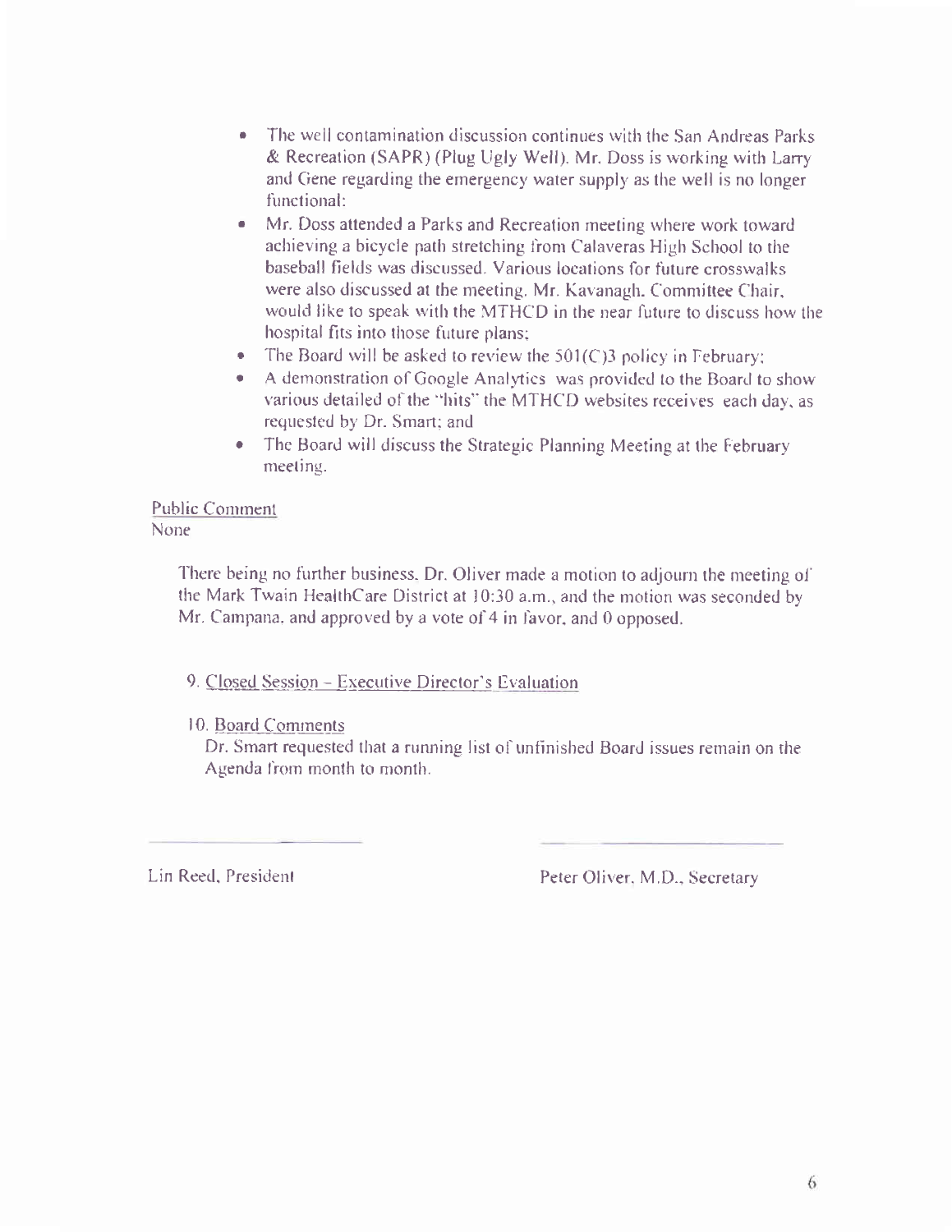- The well contamination discussion continues with the San Andreas Parks & Recreation (SAPR) (Plug Ugly Well). Mr. Doss is working with Larry and Gene regarding the emergency water supply as the well is no longer functional:
- Mr. Doss attended a Parks and Recreation meeting where work toward achieving a bicycle path stretching from Calaveras High School to the baseball fields was discussed. Various locations for future crosswalks were also discussed at the meeting. Mr. Kavanagh. Committee Chair, would like to speak with the MTHCD in the near future to discuss how the hospital fits into those future plans;
- The Board will be asked to review the 501(C)3 policy in February;
- A demonstration of Google Analytics was provided to the Board to show various detailed of the "hits" the MTHCD websites receives each day, as requested by Dr. Smart; and
- The Board will discuss the Strategic Planning Meeting at the February meeting.

Public Comment
None

There being no further business. Dr. Oliver made a motion to adjourn the meeting of the Mark Twain HealthCare District at 10:30 a.m., and the motion was seconded by Mr. Campana. and approved by a vote of 4 in favor, and 0 opposed.

9. Closed Session – Executive Director's Evaluation

10. Board Comments

Dr. Smart requested that a running list of unfinished Board issues remain on the Agenda from month to month.

Lin Reed, President

Peter Oliver, M.D., Secretary